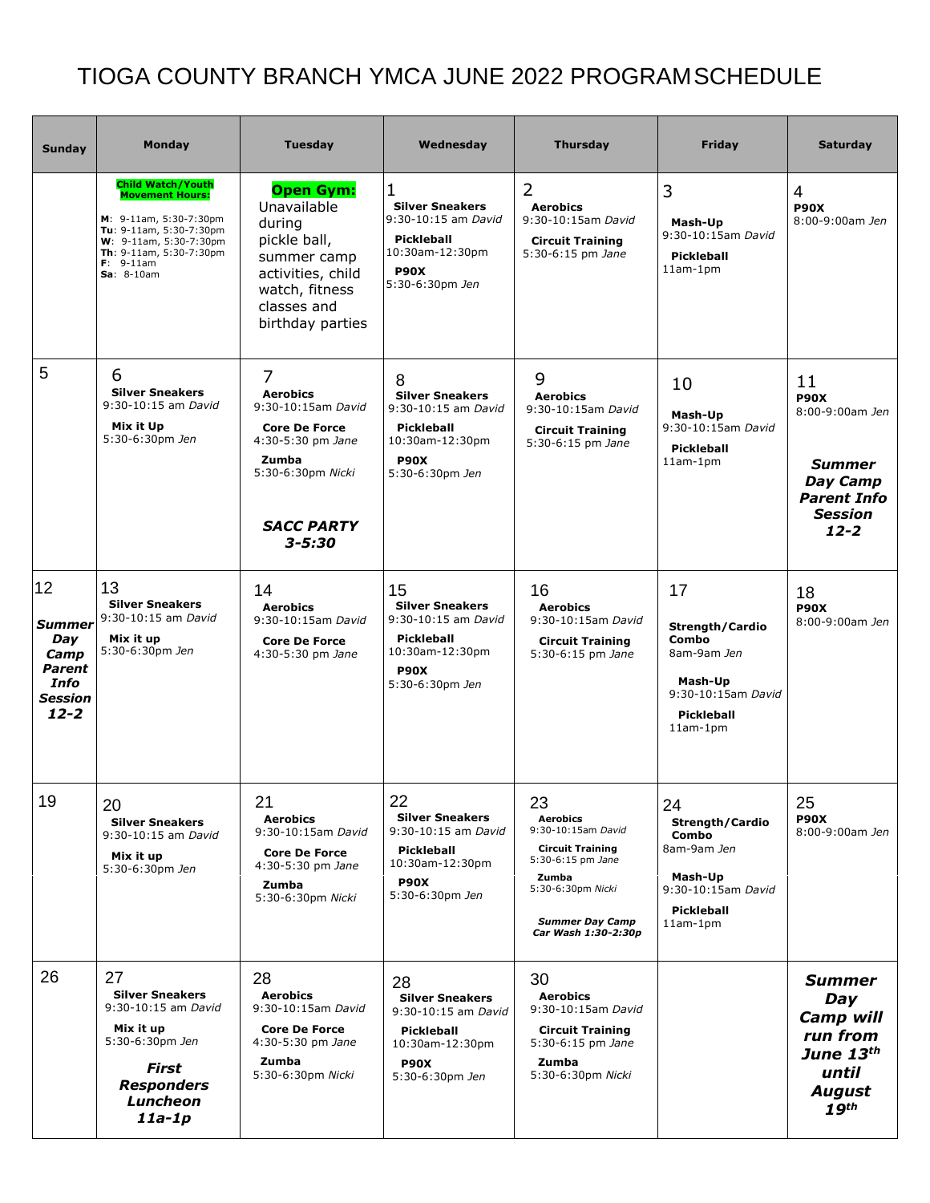# TIOGA COUNTY BRANCH YMCA JUNE 2022 PROGRAM SCHEDULE

| Sunday | Monday | Tuesday | Wednesday | Thursday | Friday | Saturday |
|---|---|---|---|---|---|---|
| | **Child Watch/Youth Movement Hours:**<br>**M**: 9-11am, 5:30-7:30pm<br>**Tu**: 9-11am, 5:30-7:30pm<br>**W**: 9-11am, 5:30-7:30pm<br>**Th**: 9-11am, 5:30-7:30pm<br>**F**: 9-11am<br>**Sa**: 8-10am | **Open Gym:** Unavailable during pickle ball, summer camp activities, child watch, fitness classes and birthday parties | 1<br>**Silver Sneakers**<br>9:30-10:15 am *David*<br>**Pickleball**<br>10:30am-12:30pm<br>**P90X**<br>5:30-6:30pm *Jen* | 2<br>**Aerobics**<br>9:30-10:15am *David*<br>**Circuit Training**<br>5:30-6:15 pm *Jane* | 3<br>**Mash-Up**<br>9:30-10:15am *David*<br>**Pickleball**<br>11am-1pm | 4<br>**P90X**<br>8:00-9:00am *Jen* |
| 5 | 6<br>**Silver Sneakers**<br>9:30-10:15 am *David*<br>**Mix it Up**<br>5:30-6:30pm *Jen* | 7<br>**Aerobics**<br>9:30-10:15am *David*<br>**Core De Force**<br>4:30-5:30 pm *Jane*<br>**Zumba**<br>5:30-6:30pm *Nicki*<br>***SACC PARTY 3-5:30*** | 8<br>**Silver Sneakers**<br>9:30-10:15 am *David*<br>**Pickleball**<br>10:30am-12:30pm<br>**P90X**<br>5:30-6:30pm *Jen* | 9<br>**Aerobics**<br>9:30-10:15am *David*<br>**Circuit Training**<br>5:30-6:15 pm *Jane* | 10<br>**Mash-Up**<br>9:30-10:15am *David*<br>**Pickleball**<br>11am-1pm | 11<br>**P90X**<br>8:00-9:00am *Jen*<br>***Summer Day Camp Parent Info Session 12-2*** |
| 12<br>***Summer Day Camp Parent Info Session 12-2*** | 13<br>**Silver Sneakers**<br>9:30-10:15 am *David*<br>**Mix it up**<br>5:30-6:30pm *Jen* | 14<br>**Aerobics**<br>9:30-10:15am *David*<br>**Core De Force**<br>4:30-5:30 pm *Jane* | 15<br>**Silver Sneakers**<br>9:30-10:15 am *David*<br>**Pickleball**<br>10:30am-12:30pm<br>**P90X**<br>5:30-6:30pm *Jen* | 16<br>**Aerobics**<br>9:30-10:15am *David*<br>**Circuit Training**<br>5:30-6:15 pm *Jane* | 17<br>**Strength/Cardio Combo**<br>8am-9am *Jen*<br>**Mash-Up**<br>9:30-10:15am *David*<br>**Pickleball**<br>11am-1pm | 18<br>**P90X**<br>8:00-9:00am *Jen* |
| 19 | 20<br>**Silver Sneakers**<br>9:30-10:15 am *David*<br>**Mix it up**<br>5:30-6:30pm *Jen* | 21<br>**Aerobics**<br>9:30-10:15am *David*<br>**Core De Force**<br>4:30-5:30 pm *Jane*<br>**Zumba**<br>5:30-6:30pm *Nicki* | 22<br>**Silver Sneakers**<br>9:30-10:15 am *David*<br>**Pickleball**<br>10:30am-12:30pm<br>**P90X**<br>5:30-6:30pm *Jen* | 23<br>**Aerobics**<br>9:30-10:15am *David*<br>**Circuit Training**<br>5:30-6:15 pm *Jane*<br>**Zumba**<br>5:30-6:30pm *Nicki*<br>***Summer Day Camp Car Wash 1:30-2:30p*** | 24<br>**Strength/Cardio Combo**<br>8am-9am *Jen*<br>**Mash-Up**<br>9:30-10:15am *David*<br>**Pickleball**<br>11am-1pm | 25<br>**P90X**<br>8:00-9:00am *Jen* |
| 26 | 27<br>**Silver Sneakers**<br>9:30-10:15 am *David*<br>**Mix it up**<br>5:30-6:30pm *Jen*<br>***First Responders Luncheon 11a-1p*** | 28<br>**Aerobics**<br>9:30-10:15am *David*<br>**Core De Force**<br>4:30-5:30 pm *Jane*<br>**Zumba**<br>5:30-6:30pm *Nicki* | 28<br>**Silver Sneakers**<br>9:30-10:15 am *David*<br>**Pickleball**<br>10:30am-12:30pm<br>**P90X**<br>5:30-6:30pm *Jen* | 30<br>**Aerobics**<br>9:30-10:15am *David*<br>**Circuit Training**<br>5:30-6:15 pm *Jane*<br>**Zumba**<br>5:30-6:30pm *Nicki* | | ***Summer Day Camp will run from June 13th until August 19th*** |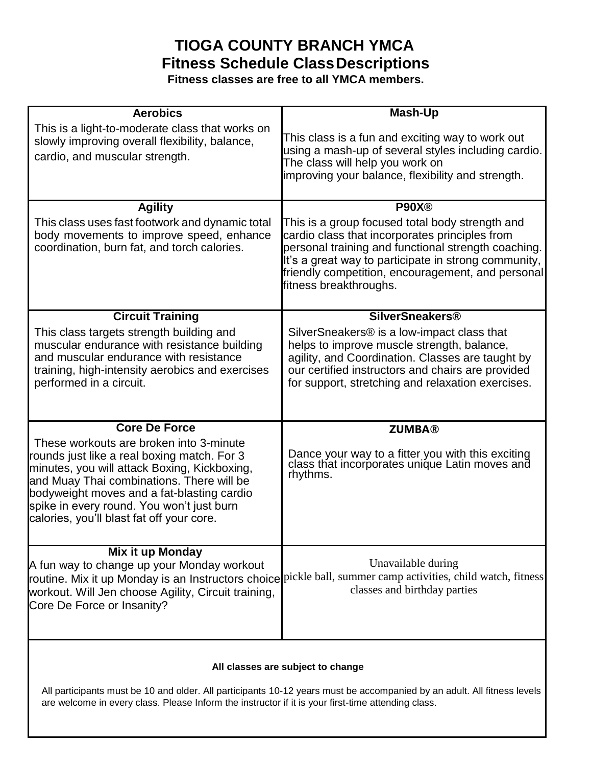# TIOGA COUNTY BRANCH YMCA

## Fitness Schedule Class Descriptions

**Fitness classes are free to all YMCA members.**

| | |
|---|---|
| **Aerobics**<br>This is a light-to-moderate class that works on slowly improving overall flexibility, balance, cardio, and muscular strength. | **Mash-Up**<br>This class is a fun and exciting way to work out using a mash-up of several styles including cardio. The class will help you work on improving your balance, flexibility and strength. |
| **Agility**<br>This class uses fast footwork and dynamic total body movements to improve speed, enhance coordination, burn fat, and torch calories. | **P90X®**<br>This is a group focused total body strength and cardio class that incorporates principles from personal training and functional strength coaching. It's a great way to participate in strong community, friendly competition, encouragement, and personal fitness breakthroughs. |
| **Circuit Training**<br>This class targets strength building and muscular endurance with resistance building and muscular endurance with resistance training, high-intensity aerobics and exercises performed in a circuit. | **SilverSneakers®**<br>SilverSneakers® is a low-impact class that helps to improve muscle strength, balance, agility, and Coordination. Classes are taught by our certified instructors and chairs are provided for support, stretching and relaxation exercises. |
| **Core De Force**<br>These workouts are broken into 3-minute rounds just like a real boxing match. For 3 minutes, you will attack Boxing, Kickboxing, and Muay Thai combinations. There will be bodyweight moves and a fat-blasting cardio spike in every round. You won't just burn calories, you'll blast fat off your core. | **ZUMBA®**<br>Dance your way to a fitter you with this exciting class that incorporates unique Latin moves and rhythms. |
| **Mix it up Monday**<br>A fun way to change up your Monday workout routine. Mix it up Monday is an Instructors choice workout. Will Jen choose Agility, Circuit training, Core De Force or Insanity? | Unavailable during pickle ball, summer camp activities, child watch, fitness classes and birthday parties |

**All classes are subject to change**

All participants must be 10 and older. All participants 10-12 years must be accompanied by an adult. All fitness levels are welcome in every class. Please Inform the instructor if it is your first-time attending class.